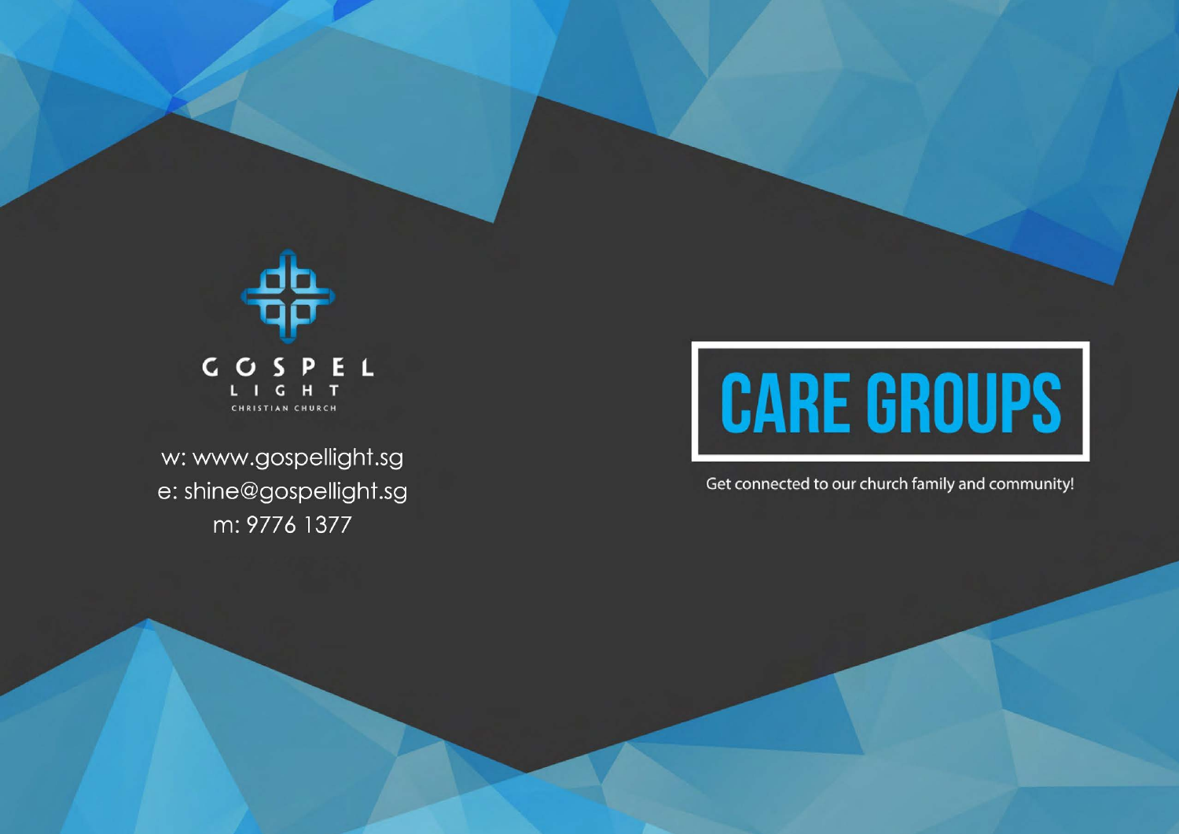GOSPEL LIGHT CHRISTIAN CHURCH

w: www.gospellight.sg
e: shine@gospellight.sg
m: 9776 1377

# CARE GROUPS

Get connected to our church family and community!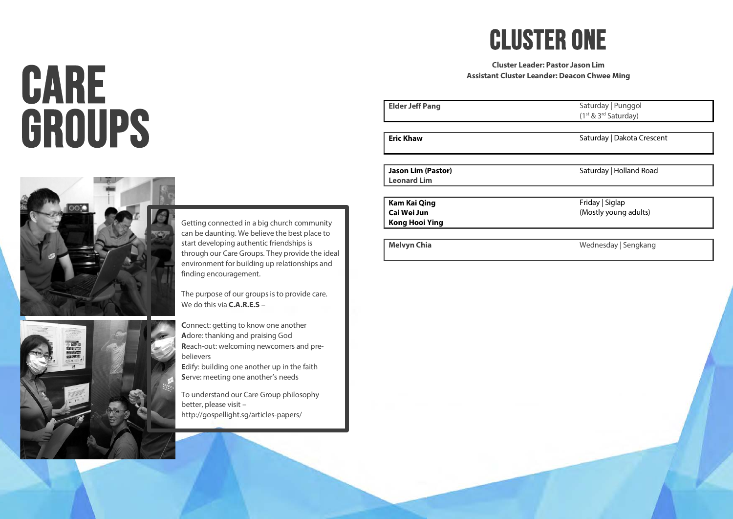# CARE GROUPS

Getting connected in a big church community can be daunting. We believe the best place to start developing authentic friendships is through our Care Groups. They provide the ideal environment for building up relationships and finding encouragement.

The purpose of our groups is to provide care. We do this via **C.A.R.E.S** –

**C**onnect: getting to know one another
**A**dore: thanking and praising God
**R**each-out: welcoming newcomers and pre-believers
**E**dify: building one another up in the faith
**S**erve: meeting one another's needs

To understand our Care Group philosophy better, please visit – http://gospellight.sg/articles-papers/

# CLUSTER ONE

**Cluster Leader: Pastor Jason Lim**
**Assistant Cluster Leander: Deacon Chwee Ming**

| Leader(s) | Day / Location |
|---|---|
| **Elder Jeff Pang** | Saturday \| Punggol (1st & 3rd Saturday) |
| **Eric Khaw** | Saturday \| Dakota Crescent |
| **Jason Lim (Pastor)**<br>**Leonard Lim** | Saturday \| Holland Road |
| **Kam Kai Qing**<br>**Cai Wei Jun**<br>**Kong Hooi Ying** | Friday \| Siglap (Mostly young adults) |
| **Melvyn Chia** | Wednesday \| Sengkang |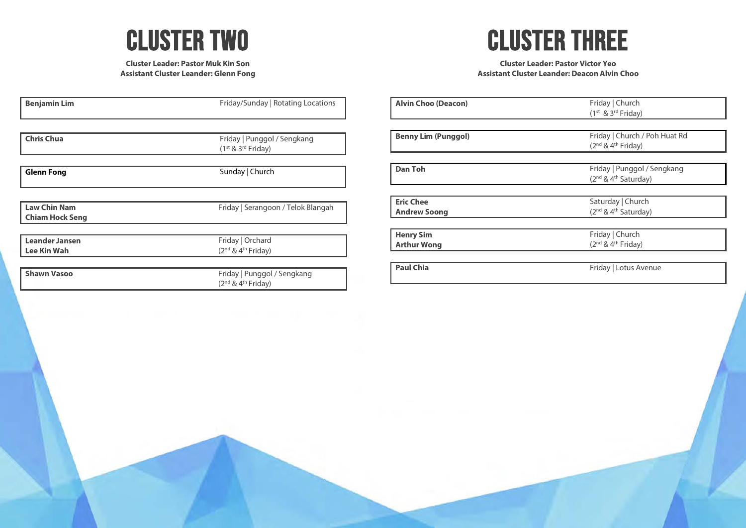# CLUSTER TWO

**Cluster Leader: Pastor Muk Kin Son**
**Assistant Cluster Leander: Glenn Fong**

| Name | Schedule |
|---|---|
| **Benjamin Lim** | Friday/Sunday \| Rotating Locations |
| **Chris Chua** | Friday \| Punggol / Sengkang (1st & 3rd Friday) |
| **Glenn Fong** | Sunday \| Church |
| **Law Chin Nam**<br>**Chiam Hock Seng** | Friday \| Serangoon / Telok Blangah |
| **Leander Jansen**<br>**Lee Kin Wah** | Friday \| Orchard (2nd & 4th Friday) |
| **Shawn Vasoo** | Friday \| Punggol / Sengkang (2nd & 4th Friday) |

# CLUSTER THREE

**Cluster Leader: Pastor Victor Yeo**
**Assistant Cluster Leander: Deacon Alvin Choo**

| Name | Schedule |
|---|---|
| **Alvin Choo (Deacon)** | Friday \| Church (1st & 3rd Friday) |
| **Benny Lim (Punggol)** | Friday \| Church / Poh Huat Rd (2nd & 4th Friday) |
| **Dan Toh** | Friday \| Punggol / Sengkang (2nd & 4th Saturday) |
| **Eric Chee**<br>**Andrew Soong** | Saturday \| Church (2nd & 4th Saturday) |
| **Henry Sim**<br>**Arthur Wong** | Friday \| Church (2nd & 4th Friday) |
| **Paul Chia** | Friday \| Lotus Avenue |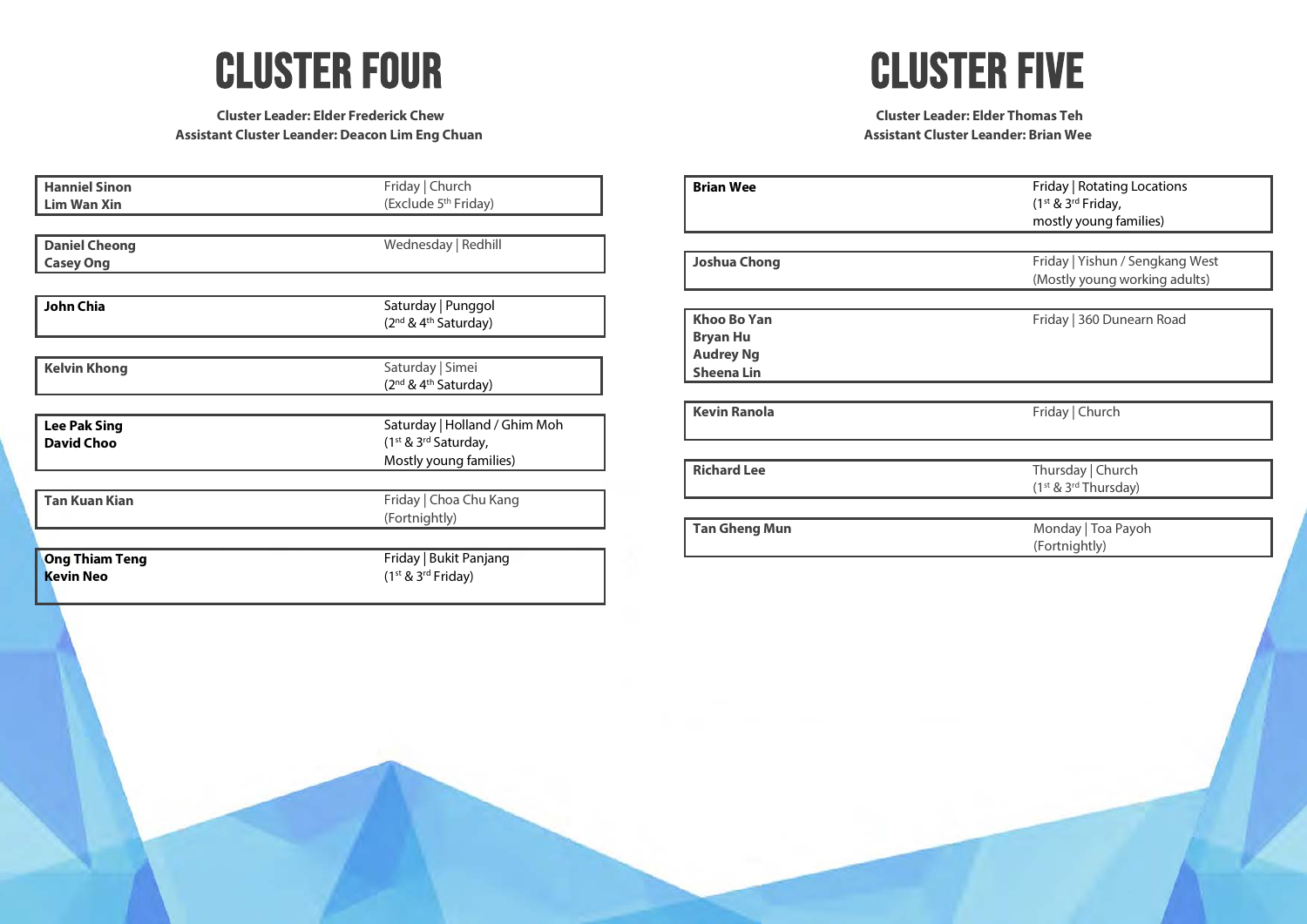# CLUSTER FOUR

**Cluster Leader: Elder Frederick Chew**
**Assistant Cluster Leander: Deacon Lim Eng Chuan**

| Leaders | Details |
|---|---|
| **Hanniel Sinon**<br>**Lim Wan Xin** | Friday \| Church<br>(Exclude 5th Friday) |
| **Daniel Cheong**<br>**Casey Ong** | Wednesday \| Redhill |
| **John Chia** | Saturday \| Punggol<br>(2nd & 4th Saturday) |
| **Kelvin Khong** | Saturday \| Simei<br>(2nd & 4th Saturday) |
| **Lee Pak Sing**<br>**David Choo** | Saturday \| Holland / Ghim Moh<br>(1st & 3rd Saturday,<br>Mostly young families) |
| **Tan Kuan Kian** | Friday \| Choa Chu Kang<br>(Fortnightly) |
| **Ong Thiam Teng**<br>**Kevin Neo** | Friday \| Bukit Panjang<br>(1st & 3rd Friday) |

# CLUSTER FIVE

**Cluster Leader: Elder Thomas Teh**
**Assistant Cluster Leander: Brian Wee**

| Leaders | Details |
|---|---|
| **Brian Wee** | Friday \| Rotating Locations<br>(1st & 3rd Friday,<br>mostly young families) |
| **Joshua Chong** | Friday \| Yishun / Sengkang West<br>(Mostly young working adults) |
| **Khoo Bo Yan**<br>**Bryan Hu**<br>**Audrey Ng**<br>**Sheena Lin** | Friday \| 360 Dunearn Road |
| **Kevin Ranola** | Friday \| Church |
| **Richard Lee** | Thursday \| Church<br>(1st & 3rd Thursday) |
| **Tan Gheng Mun** | Monday \| Toa Payoh<br>(Fortnightly) |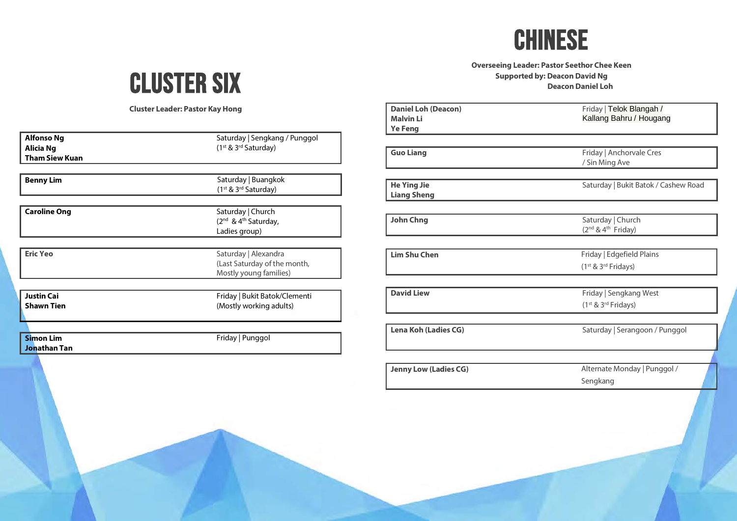# CLUSTER SIX

**Cluster Leader: Pastor Kay Hong**

| | |
|---|---|
| **Alfonso Ng**<br>**Alicia Ng**<br>**Tham Siew Kuan** | Saturday \| Sengkang / Punggol<br>(1st & 3rd Saturday) |
| **Benny Lim** | Saturday \| Buangkok<br>(1st & 3rd Saturday) |
| **Caroline Ong** | Saturday \| Church<br>(2nd & 4th Saturday,<br>Ladies group) |
| **Eric Yeo** | Saturday \| Alexandra<br>(Last Saturday of the month,<br>Mostly young families) |
| **Justin Cai**<br>**Shawn Tien** | Friday \| Bukit Batok/Clementi<br>(Mostly working adults) |
| **Simon Lim**<br>**Jonathan Tan** | Friday \| Punggol |

# CHINESE

**Overseeing Leader: Pastor Seethor Chee Keen**
**Supported by: Deacon David Ng**
**Deacon Daniel Loh**

| | |
|---|---|
| **Daniel Loh (Deacon)**<br>**Malvin Li**<br>**Ye Feng** | Friday \| Telok Blangah /<br>Kallang Bahru / Hougang |
| **Guo Liang** | Friday \| Anchorvale Cres<br>/ Sin Ming Ave |
| **He Ying Jie**<br>**Liang Sheng** | Saturday \| Bukit Batok / Cashew Road |
| **John Chng** | Saturday \| Church<br>(2nd & 4th Friday) |
| **Lim Shu Chen** | Friday \| Edgefield Plains<br>(1st & 3rd Fridays) |
| **David Liew** | Friday \| Sengkang West<br>(1st & 3rd Fridays) |
| **Lena Koh (Ladies CG)** | Saturday \| Serangoon / Punggol |
| **Jenny Low (Ladies CG)** | Alternate Monday \| Punggol /<br>Sengkang |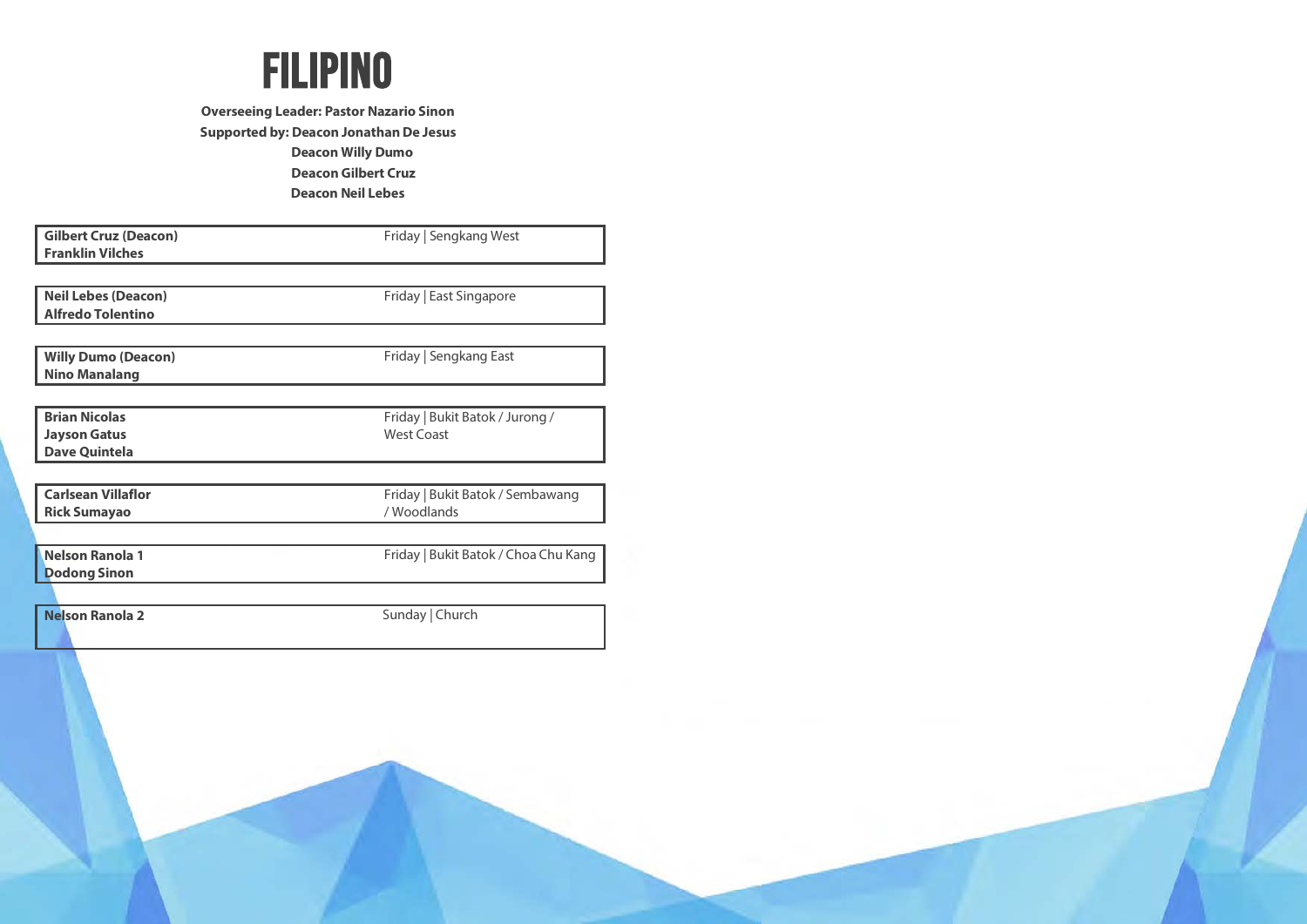# FILIPINO

**Overseeing Leader: Pastor Nazario Sinon**
**Supported by: Deacon Jonathan De Jesus**
**Deacon Willy Dumo**
**Deacon Gilbert Cruz**
**Deacon Neil Lebes**

| | |
|---|---|
| **Gilbert Cruz (Deacon)**<br>**Franklin Vilches** | Friday \| Sengkang West |
| **Neil Lebes (Deacon)**<br>**Alfredo Tolentino** | Friday \| East Singapore |
| **Willy Dumo (Deacon)**<br>**Nino Manalang** | Friday \| Sengkang East |
| **Brian Nicolas**<br>**Jayson Gatus**<br>**Dave Quintela** | Friday \| Bukit Batok / Jurong / West Coast |
| **Carlsean Villaflor**<br>**Rick Sumayao** | Friday \| Bukit Batok / Sembawang / Woodlands |
| **Nelson Ranola 1**<br>**Dodong Sinon** | Friday \| Bukit Batok / Choa Chu Kang |
| **Nelson Ranola 2** | Sunday \| Church |